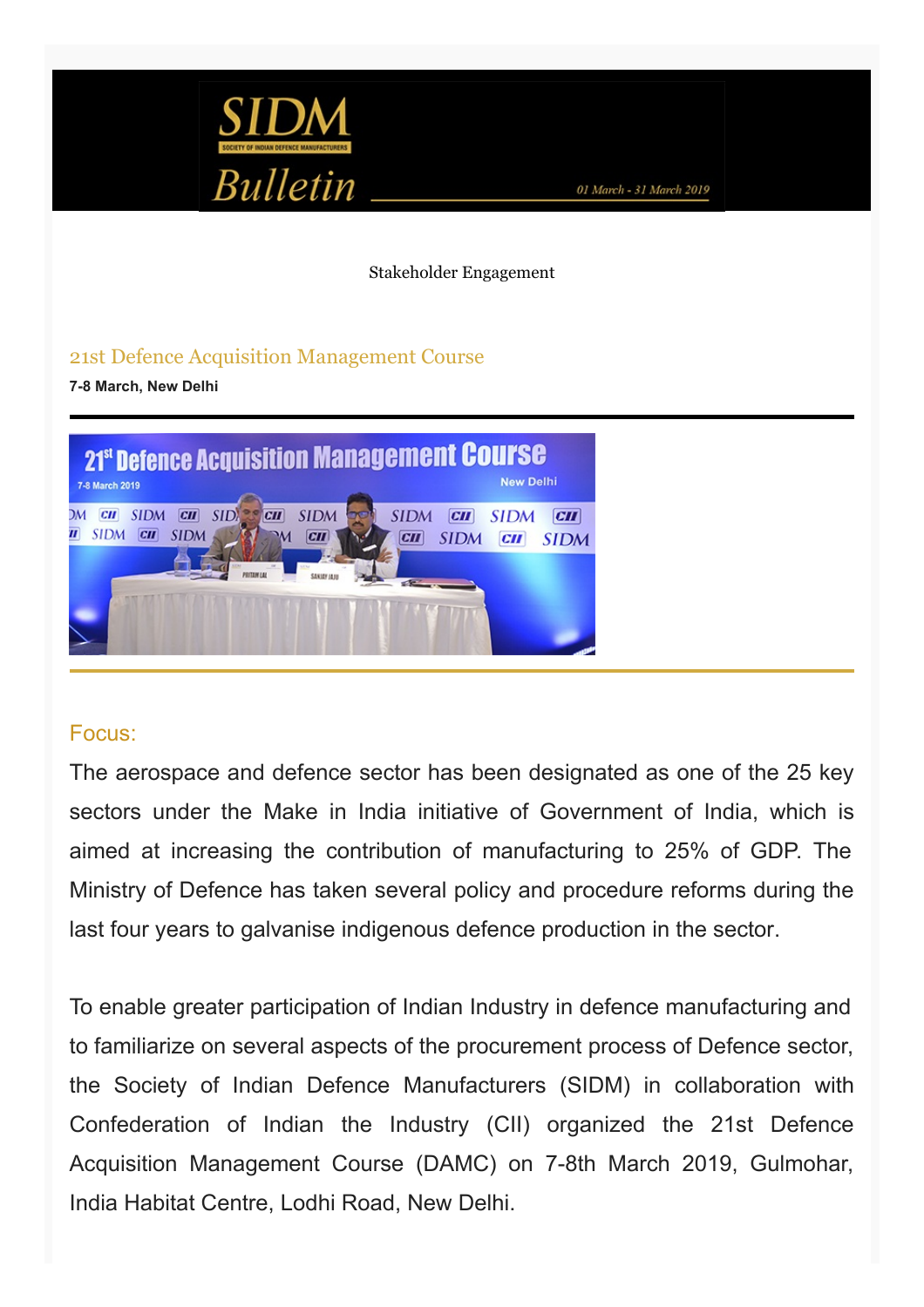# SIDM Bulletin

01 March - 31 March 2019

Stakeholder Engagement

## 21st Defence Acquisition Management Course

**7-8 March, New Delhi**

### Focus:

The aerospace and defence sector has been designated as one of the 25 key sectors under the Make in India initiative of Government of India, which is aimed at increasing the contribution of manufacturing to 25% of GDP. The Ministry of Defence has taken several policy and procedure reforms during the last four years to galvanise indigenous defence production in the sector.

To enable greater participation of Indian Industry in defence manufacturing and to familiarize on several aspects of the procurement process of Defence sector, the Society of Indian Defence Manufacturers (SIDM) in collaboration with Confederation of Indian the Industry (CII) organized the 21st Defence Acquisition Management Course (DAMC) on 7-8th March 2019, Gulmohar, India Habitat Centre, Lodhi Road, New Delhi.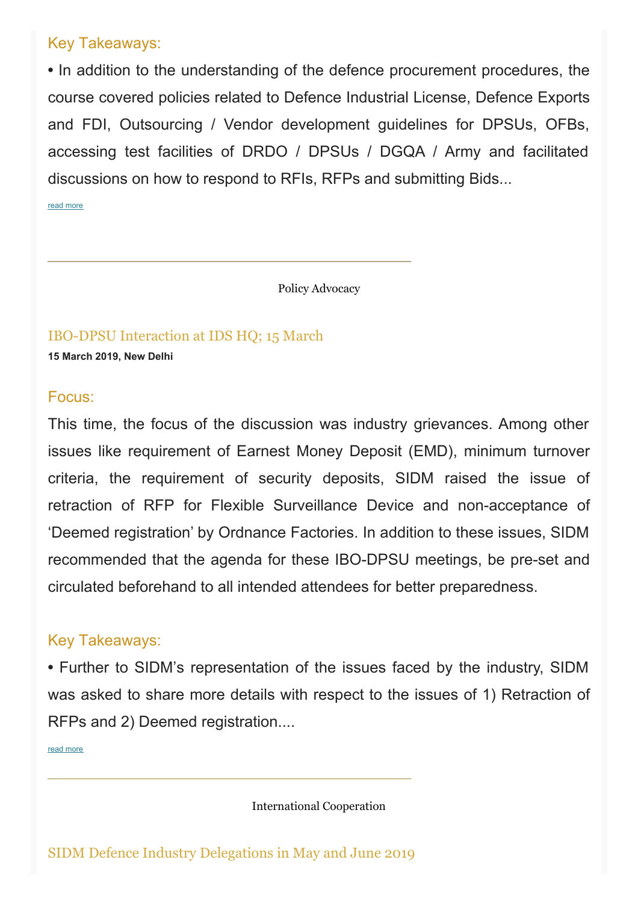### Key Takeaways:

• In addition to the understanding of the defence procurement procedures, the course covered policies related to Defence Industrial License, Defence Exports and FDI, Outsourcing / Vendor development guidelines for DPSUs, OFBs, accessing test facilities of DRDO / DPSUs / DGQA / Army and facilitated discussions on how to respond to RFIs, RFPs and submitting Bids...

read more

---

Policy Advocacy

## IBO-DPSU Interaction at IDS HQ; 15 March

**15 March 2019, New Delhi**

### Focus:

This time, the focus of the discussion was industry grievances. Among other issues like requirement of Earnest Money Deposit (EMD), minimum turnover criteria, the requirement of security deposits, SIDM raised the issue of retraction of RFP for Flexible Surveillance Device and non-acceptance of 'Deemed registration' by Ordnance Factories. In addition to these issues, SIDM recommended that the agenda for these IBO-DPSU meetings, be pre-set and circulated beforehand to all intended attendees for better preparedness.

### Key Takeaways:

• Further to SIDM's representation of the issues faced by the industry, SIDM was asked to share more details with respect to the issues of 1) Retraction of RFPs and 2) Deemed registration....

read more

---

International Cooperation

## SIDM Defence Industry Delegations in May and June 2019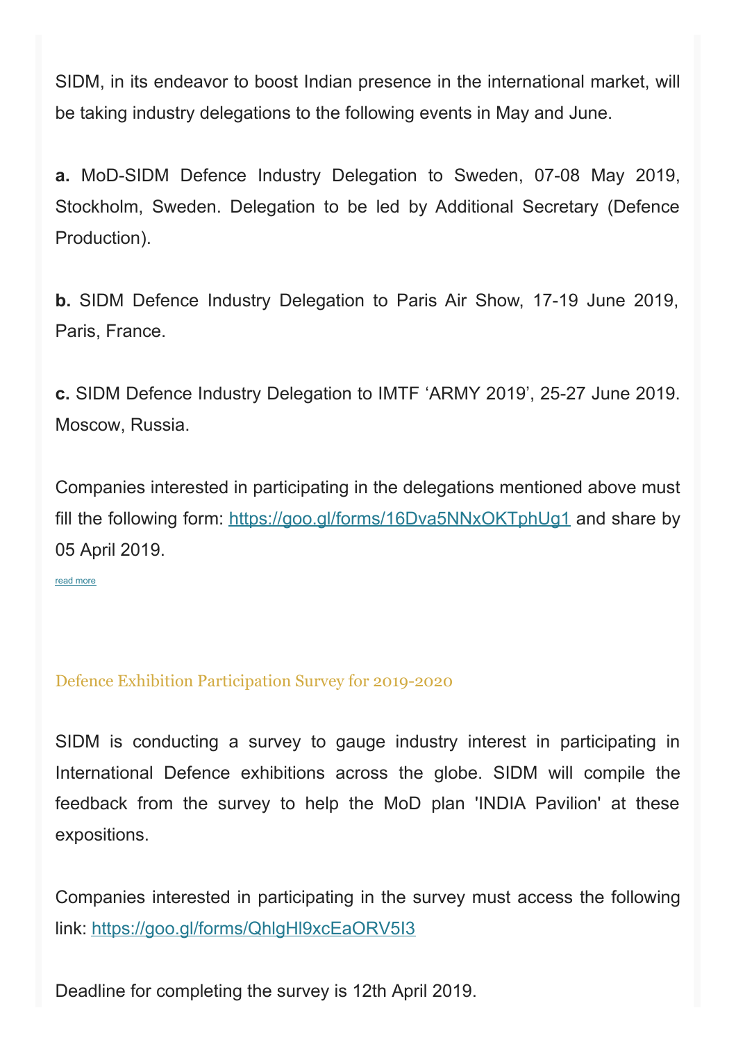SIDM, in its endeavor to boost Indian presence in the international market, will be taking industry delegations to the following events in May and June.

**a.** MoD-SIDM Defence Industry Delegation to Sweden, 07-08 May 2019, Stockholm, Sweden. Delegation to be led by Additional Secretary (Defence Production).

**b.** SIDM Defence Industry Delegation to Paris Air Show, 17-19 June 2019, Paris, France.

**c.** SIDM Defence Industry Delegation to IMTF 'ARMY 2019', 25-27 June 2019. Moscow, Russia.

Companies interested in participating in the delegations mentioned above must fill the following form: https://goo.gl/forms/16Dva5NNxOKTphUg1 and share by 05 April 2019.

read more

### Defence Exhibition Participation Survey for 2019-2020

SIDM is conducting a survey to gauge industry interest in participating in International Defence exhibitions across the globe. SIDM will compile the feedback from the survey to help the MoD plan 'INDIA Pavilion' at these expositions.

Companies interested in participating in the survey must access the following link: https://goo.gl/forms/QhlgHl9xcEaORV5I3

Deadline for completing the survey is 12th April 2019.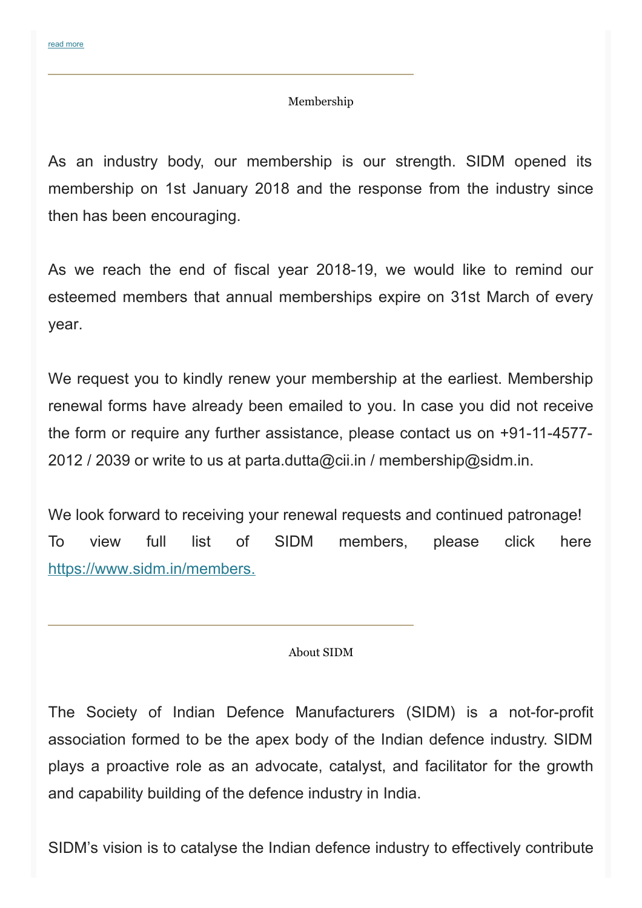read more

---

## Membership

As an industry body, our membership is our strength. SIDM opened its membership on 1st January 2018 and the response from the industry since then has been encouraging.

As we reach the end of fiscal year 2018-19, we would like to remind our esteemed members that annual memberships expire on 31st March of every year.

We request you to kindly renew your membership at the earliest. Membership renewal forms have already been emailed to you. In case you did not receive the form or require any further assistance, please contact us on +91-11-4577-2012 / 2039 or write to us at parta.dutta@cii.in / membership@sidm.in.

We look forward to receiving your renewal requests and continued patronage!
To view full list of SIDM members, please click here https://www.sidm.in/members.

---

## About SIDM

The Society of Indian Defence Manufacturers (SIDM) is a not-for-profit association formed to be the apex body of the Indian defence industry. SIDM plays a proactive role as an advocate, catalyst, and facilitator for the growth and capability building of the defence industry in India.

SIDM's vision is to catalyse the Indian defence industry to effectively contribute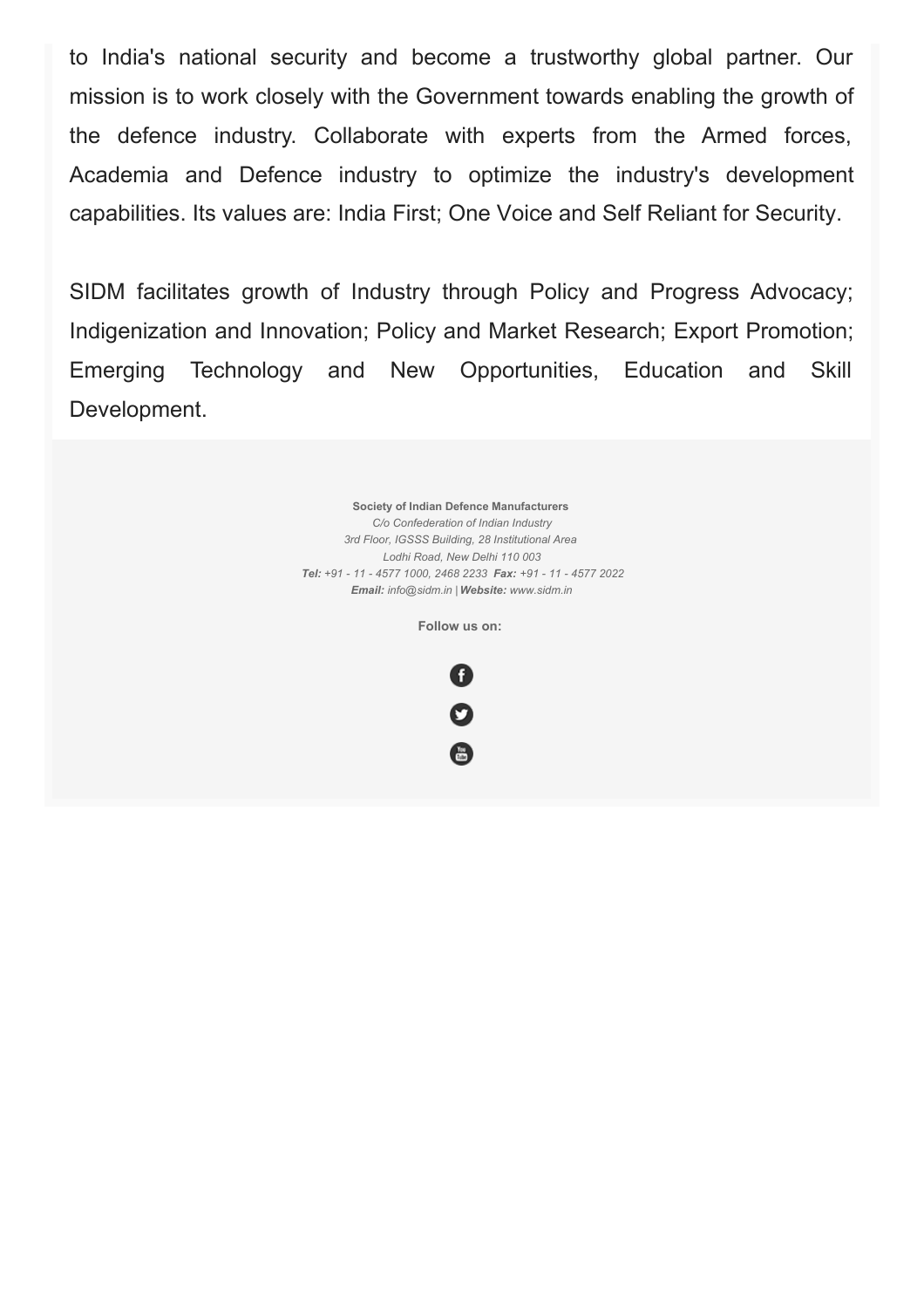to India's national security and become a trustworthy global partner. Our mission is to work closely with the Government towards enabling the growth of the defence industry. Collaborate with experts from the Armed forces, Academia and Defence industry to optimize the industry's development capabilities. Its values are: India First; One Voice and Self Reliant for Security.

SIDM facilitates growth of Industry through Policy and Progress Advocacy; Indigenization and Innovation; Policy and Market Research; Export Promotion; Emerging Technology and New Opportunities, Education and Skill Development.

**Society of Indian Defence Manufacturers**
*C/o Confederation of Indian Industry*
*3rd Floor, IGSSS Building, 28 Institutional Area*
*Lodhi Road, New Delhi 110 003*
***Tel:*** *+91 - 11 - 4577 1000, 2468 2233* ***Fax:*** *+91 - 11 - 4577 2022*
***Email:*** *info@sidm.in* | ***Website:*** *www.sidm.in*

**Follow us on:**